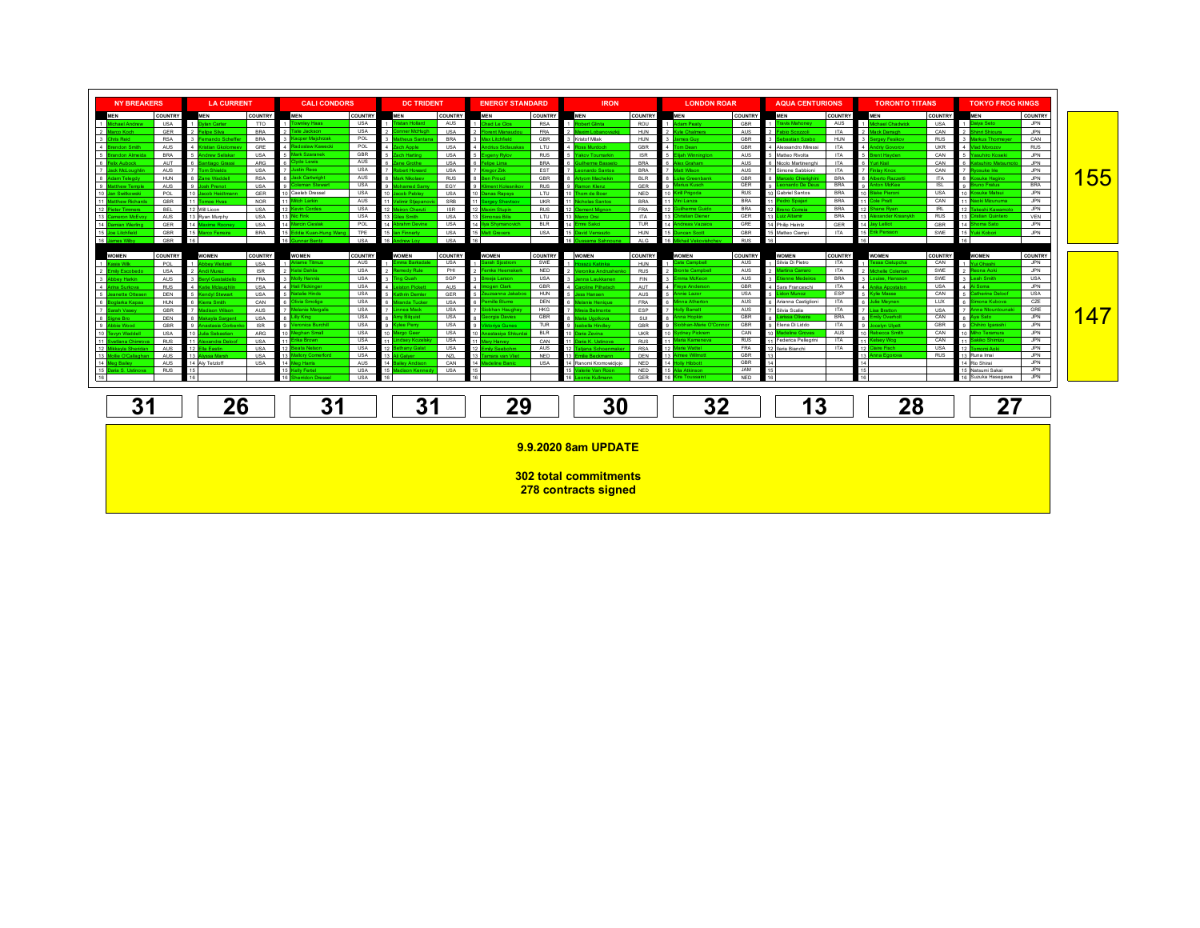## NY BREAKERS

| | MEN | COUNTRY |
|---|---|---|
| 1 | Michael Andrew | USA |
| 2 | Marco Koch | GER |
| 3 | Chris Reid | RSA |
| 4 | Brandon Smith | AUS |
| 5 | Brandon Almeida | BRA |
| 6 | Felix Auböck | AUT |
| 7 | Jack McLoughlin | AUS |
| 8 | Adam Telegdy | HUN |
| 9 | Matthew Temple | AUS |
| 10 | Jan Switkowski | POL |
| 11 | Matthew Richards | GBR |
| 12 | Pieter Timmers | BEL |
| 13 | Cameron McEvoy | AUS |
| 14 | Damian Wierling | GER |
| 15 | Joe Litchfield | GBR |
| 16 | James Wilby | GBR |

| | WOMEN | COUNTRY |
|---|---|---|
| 1 | Kasia Wasick | POL |
| 2 | Emily Escobedo | USA |
| 3 | Abbey Harkin | AUS |
| 4 | Arina Surkova | RUS |
| 5 | Jeanette Ottesen | DEN |
| 6 | Boglarka Kapas | HUN |
| 7 | Sarah Vasey | GBR |
| 8 | Signe Bro | DEN |
| 9 | Abbie Wood | GBR |
| 10 | Tevyn Waddell | USA |
| 11 | Svetlana Chimrova | RUS |
| 12 | Mikayla Sheridan | AUS |
| 13 | Mollie O'Callaghan | AUS |
| 14 | Meg Bailey | AUS |
| 15 | Daria S. Ustinova | RUS |
| 16 | | |

**31**

## LA CURRENT

| | MEN | COUNTRY |
|---|---|---|
| 1 | Dylan Carter | TTO |
| 2 | Felipe Silva | BRA |
| 3 | Fernando Scheffer | BRA |
| 4 | Kristian Gkolomeev | GRE |
| 5 | Andrew Seliskar | USA |
| 6 | Santiago Grassi | ARG |
| 7 | Tom Shields | USA |
| 8 | Zane Waddell | RSA |
| 9 | Josh Prenot | USA |
| 10 | Jacob Heidtmann | GER |
| 11 | Tomoe Hvas | NOR |
| 12 | Will Licon | USA |
| 13 | Ryan Murphy | USA |
| 14 | Maxime Rooney | USA |
| 15 | Marco Ferreira | BRA |
| 16 | | |

| | WOMEN | COUNTRY |
|---|---|---|
| 1 | Abbey Weitzeil | USA |
| 2 | Andi Murez | ISR |
| 3 | Beryl Gastaldello | FRA |
| 4 | Katie McLaughlin | USA |
| 5 | Kendyl Stewart | USA |
| 6 | Kierra Smith | CAN |
| 7 | Madison Wilson | AUS |
| 8 | Makayla Sargent | USA |
| 9 | Anastasia Gorbenko | ISR |
| 10 | Julia Sebastian | ARG |
| 11 | Alexandra Deloof | USA |
| 12 | Ella Eastin | USA |
| 13 | Alyssa Marsh | USA |
| 14 | Aly Tetzloff | USA |
| 15 | | |
| 16 | | |

**26**

## CALI CONDORS

| | MEN | COUNTRY |
|---|---|---|
| 1 | Townley Haas | USA |
| 2 | Tate Jackson | USA |
| 3 | Kacper Majchrzak | POL |
| 4 | Radoslaw Kawecki | POL |
| 5 | Mark Szaranek | GBR |
| 6 | Clyde Lewis | AUS |
| 7 | Justin Ress | USA |
| 8 | Jack Cartwright | AUS |
| 9 | Coleman Stewart | USA |
| 10 | Caeleb Dressel | USA |
| 11 | Mitch Larkin | AUS |
| 12 | Kevin Cordes | USA |
| 13 | Nic Fink | USA |
| 14 | Marcin Cieslak | POL |
| 15 | Eddie Kuan-Hung Wang | TPE |
| 16 | Gunnar Bentz | USA |

| | WOMEN | COUNTRY |
|---|---|---|
| 1 | Ariarne Titmus | AUS |
| 2 | Kelsi Dahlia | USA |
| 3 | Molly Hannis | USA |
| 4 | Hali Flickinger | USA |
| 5 | Natalie Hinds | USA |
| 6 | Olivia Smoliga | USA |
| 7 | Melanie Margalis | USA |
| 8 | Lilly King | USA |
| 9 | Veronica Burchill | USA |
| 10 | Meghan Small | USA |
| 11 | Erika Brown | USA |
| 12 | Beata Nelson | USA |
| 13 | Mallory Comerford | USA |
| 14 | Meg Harris | AUS |
| 15 | Kelly Fertel | USA |
| 16 | Sherridon Dressel | USA |

**31**

## DC TRIDENT

| | MEN | COUNTRY |
|---|---|---|
| 1 | Tristan Hollard | AUS |
| 2 | Conner McHugh | USA |
| 3 | Matheus Santana | BRA |
| 4 | Zach Apple | USA |
| 5 | Zach Harting | USA |
| 6 | Zane Grothe | USA |
| 7 | Robert Howard | USA |
| 8 | Mark Nikolaev | RUS |
| 9 | Mohamed Samy | EGY |
| 10 | Jacob Pebley | USA |
| 11 | Velimir Stjepanovic | SRB |
| 12 | Meiron Cheruti | ISR |
| 13 | Giles Smith | USA |
| 14 | Abrahm Devine | USA |
| 15 | Ian Finnerty | USA |
| 16 | Andrew Loy | USA |

| | WOMEN | COUNTRY |
|---|---|---|
| 1 | Emma Barksdale | USA |
| 2 | Remedy Rule | PHI |
| 3 | Ting Quah | SGP |
| 4 | Leiston Pickett | AUS |
| 5 | Kathrin Demler | GER |
| 6 | Miranda Tucker | USA |
| 7 | Linnea Mack | USA |
| 8 | Amy Bilquist | USA |
| 9 | Kylee Perry | USA |
| 10 | Margo Geer | USA |
| 11 | Lindsey Kozelsky | USA |
| 12 | Bethany Galat | USA |
| 13 | Ali Galyer | NZL |
| 14 | Bailey Andison | CAN |
| 15 | Madison Kennedy | USA |
| 16 | | |

**31**

## ENERGY STANDARD

| | MEN | COUNTRY |
|---|---|---|
| 1 | Chad Le Clos | RSA |
| 2 | Florent Manaudou | FRA |
| 3 | Max Litchfield | GBR |
| 4 | Andrius Sidlauskas | LTU |
| 5 | Evgeny Rylov | RUS |
| 6 | Felipe Lima | BRA |
| 7 | Kregor Zirk | EST |
| 8 | Ben Proud | GBR |
| 9 | Kliment Kolesnikov | RUS |
| 10 | Danas Rapsys | LTU |
| 11 | Sergey Shevtsov | UKR |
| 12 | Maxim Stupin | RUS |
| 13 | Simonas Bilis | LTU |
| 14 | Ilya Shymanovich | BLR |
| 15 | Matt Grevers | USA |
| 16 | | |

| | WOMEN | COUNTRY |
|---|---|---|
| 1 | Sarah Sjostrom | SWE |
| 2 | Femke Heemskerk | NED |
| 3 | Breeja Larson | USA |
| 4 | Imogen Clark | GBR |
| 5 | Zsuzsanna Jakabos | HUN |
| 6 | Pernille Blume | DEN |
| 7 | Siobhan Haughey | HKG |
| 8 | Georgia Davies | GBR |
| 9 | Viktoriya Gunes | TUR |
| 10 | Anastasiya Shkurdai | BLR |
| 11 | Mary Harvey | CAN |
| 12 | Emily Seebohm | AUS |
| 13 | Tamara van Vliet | NED |
| 14 | Madeline Banic | USA |
| 15 | | |
| 16 | | |

**29**

## IRON

| | MEN | COUNTRY |
|---|---|---|
| 1 | Robert Glinta | ROU |
| 2 | Maxim Lobanovszkij | HUN |
| 3 | Kristof Milak | HUN |
| 4 | Ross Murdoch | GBR |
| 5 | Yakov Toumarkin | ISR |
| 6 | Guilherme Basseto | BRA |
| 7 | Leonardo Santos | BRA |
| 8 | Artyom Machekin | BLR |
| 9 | Ramon Klenz | GER |
| 10 | Thom de Boer | NED |
| 11 | Nicholas Santos | BRA |
| 12 | Clement Mignon | FRA |
| 13 | Marco Orsi | ITA |
| 14 | Emre Sakci | TUR |
| 15 | David Verraszto | HUN |
| 16 | Oussama Sahnoune | ALG |

| | WOMEN | COUNTRY |
|---|---|---|
| 1 | Hosszu Katinka | HUN |
| 2 | Veronika Andrusenko | RUS |
| 3 | Jenna Laukkanen | FIN |
| 4 | Caroline Pilhatsch | AUT |
| 5 | Jess Hansen | AUS |
| 6 | Melanie Henique | FRA |
| 7 | Mireia Belmonte | ESP |
| 8 | Maria Ugolkova | SUI |
| 9 | Isabella Hindley | GBR |
| 10 | Daria Zevina | UKR |
| 11 | Daria K. Ustinova | RUS |
| 12 | Tatjana Schoenmaker | RSA |
| 13 | Emilie Beckmann | DEN |
| 14 | Ranomi Kromowidjojo | NED |
| 15 | Valerie Van Roon | NED |
| 16 | Leonie Kullmann | GER |

**30**

## LONDON ROAR

| | MEN | COUNTRY |
|---|---|---|
| 1 | Adam Peaty | GBR |
| 2 | Kyle Chalmers | AUS |
| 3 | James Guy | GBR |
| 4 | Tom Dean | GBR |
| 5 | Elijah Winnington | AUS |
| 6 | Alex Graham | AUS |
| 7 | Matt Wilson | AUS |
| 8 | Luke Greenbank | GBR |
| 9 | Marius Kusch | GER |
| 10 | Kirill Prigoda | RUS |
| 11 | Vini Lanza | BRA |
| 12 | Guilherme Guido | BRA |
| 13 | Christian Diener | GER |
| 14 | Andreas Vazaios | GRE |
| 15 | Duncan Scott | GBR |
| 16 | Mikhail Vekovishchev | RUS |

| | WOMEN | COUNTRY |
|---|---|---|
| 1 | Cate Campbell | AUS |
| 2 | Bronte Campbell | AUS |
| 3 | Emma McKeon | AUS |
| 4 | Freya Anderson | GBR |
| 5 | Annie Lazor | USA |
| 6 | Minna Atherton | AUS |
| 7 | Holly Barratt | AUS |
| 8 | Anna Hopkin | GBR |
| 9 | Siobhan-Marie O'Connor | GBR |
| 10 | Sydney Pickrem | CAN |
| 11 | Maria Kameneva | RUS |
| 12 | Marie Wattel | FRA |
| 13 | Aimee Willmott | GBR |
| 14 | Holly Hibbott | GBR |
| 15 | Alia Atkinson | JAM |
| 16 | Kira Toussaint | NED |

**32**

## AQUA CENTURIONS

| | MEN | COUNTRY |
|---|---|---|
| 1 | Travis Mahoney | AUS |
| 2 | Fabio Scozzoli | ITA |
| 3 | Sebastian Szabo | HUN |
| 4 | Alessandro Miressi | ITA |
| 5 | Matteo Rivolta | ITA |
| 6 | Nicolo Martinenghi | ITA |
| 7 | Simone Sabbioni | ITA |
| 8 | Marcelo Chierighini | BRA |
| 9 | Leonardo De Deus | BRA |
| 10 | Gabriel Santos | BRA |
| 11 | Pedro Spajari | BRA |
| 12 | Breno Correia | BRA |
| 13 | Luiz Altamir | BRA |
| 14 | Philip Heintz | GER |
| 15 | Matteo Ciampi | ITA |
| 16 | | |

| | WOMEN | COUNTRY |
|---|---|---|
| 1 | Silvia Di Pietro | ITA |
| 2 | Martina Carraro | ITA |
| 3 | Etiene Medeiros | BRA |
| 4 | Sara Franceschi | ITA |
| 5 | Lidon Munoz | ESP |
| 6 | Arianna Castiglioni | ITA |
| 7 | Silvia Scalia | ITA |
| 8 | Larissa Oliveira | BRA |
| 9 | Elena Di Liddo | ITA |
| 10 | Madeline Groves | AUS |
| 11 | Federica Pellegrini | ITA |
| 12 | Ilaria Bianchi | ITA |
| 13 | | |
| 14 | | |
| 15 | | |
| 16 | | |

**13**

## TORONTO TITANS

| | MEN | COUNTRY |
|---|---|---|
| 1 | Michael Chadwick | USA |
| 2 | Mack Darragh | CAN |
| 3 | Sergey Fesikov | RUS |
| 4 | Andriy Govorov | UKR |
| 5 | Brent Hayden | CAN |
| 6 | Yuri Kisil | CAN |
| 7 | Finlay Knox | CAN |
| 8 | Alberto Razzetti | ITA |
| 9 | Anton McKee | ISL |
| 10 | Blake Pieroni | USA |
| 11 | Cole Pratt | CAN |
| 12 | Shane Ryan | IRL |
| 13 | Alexander Krasnykh | RUS |
| 14 | Jay Lelliott | GBR |
| 15 | Erik Persson | SWE |
| 16 | | |

| | WOMEN | COUNTRY |
|---|---|---|
| 1 | Tessa Cieplucha | CAN |
| 2 | Michelle Coleman | SWE |
| 3 | Louise Hansson | SWE |
| 4 | Anika Apostalon | USA |
| 5 | Kylie Masse | CAN |
| 6 | Julie Meynen | LUX |
| 7 | Lisa Bratton | USA |
| 8 | Emily Overholt | CAN |
| 9 | Jocelyn Ulyett | GBR |
| 10 | Rebecca Smith | CAN |
| 11 | Kelsey Wog | CAN |
| 12 | Claire Fisch | USA |
| 13 | Anna Egorova | RUS |
| 14 | | |
| 15 | | |
| 16 | | |

**28**

## TOKYO FROG KINGS

| | MEN | COUNTRY |
|---|---|---|
| 1 | Daiya Seto | JPN |
| 2 | Shinri Shioura | JPN |
| 3 | Markus Thormeyer | CAN |
| 4 | Vlad Morozov | RUS |
| 5 | Yasuhiro Koseki | JPN |
| 6 | Katsuhiro Matsumoto | JPN |
| 7 | Ryosuke Irie | JPN |
| 8 | Kosuke Hagino | JPN |
| 9 | Bruno Fratus | BRA |
| 10 | Kosuke Matsui | JPN |
| 11 | Naoki Mizunuma | JPN |
| 12 | Takeshi Kawamoto | JPN |
| 13 | Cristian Quintero | VEN |
| 14 | Shoma Sato | JPN |
| 15 | Yuki Kobori | JPN |
| 16 | | |

| | WOMEN | COUNTRY |
|---|---|---|
| 1 | Yui Ohashi | JPN |
| 2 | Reona Aoki | JPN |
| 3 | Leah Smith | USA |
| 4 | Ai Soma | JPN |
| 5 | Catherine Deloof | USA |
| 6 | Simona Kubova | CZE |
| 7 | Anna Ntountounaki | GRE |
| 8 | Aya Sato | JPN |
| 9 | Chihiro Igarashi | JPN |
| 10 | Miho Teramura | JPN |
| 11 | Sakiko Shimizu | JPN |
| 12 | Tomomi Aoki | JPN |
| 13 | Runa Imai | JPN |
| 14 | Rio Shirai | JPN |
| 15 | Natsumi Sakai | JPN |
| 16 | Suzuka Hasegawa | JPN |

**27**

---

Men total: **155**

Women total: **147**

**9.9.2020 8am UPDATE**

**302 total commitments**
**278 contracts signed**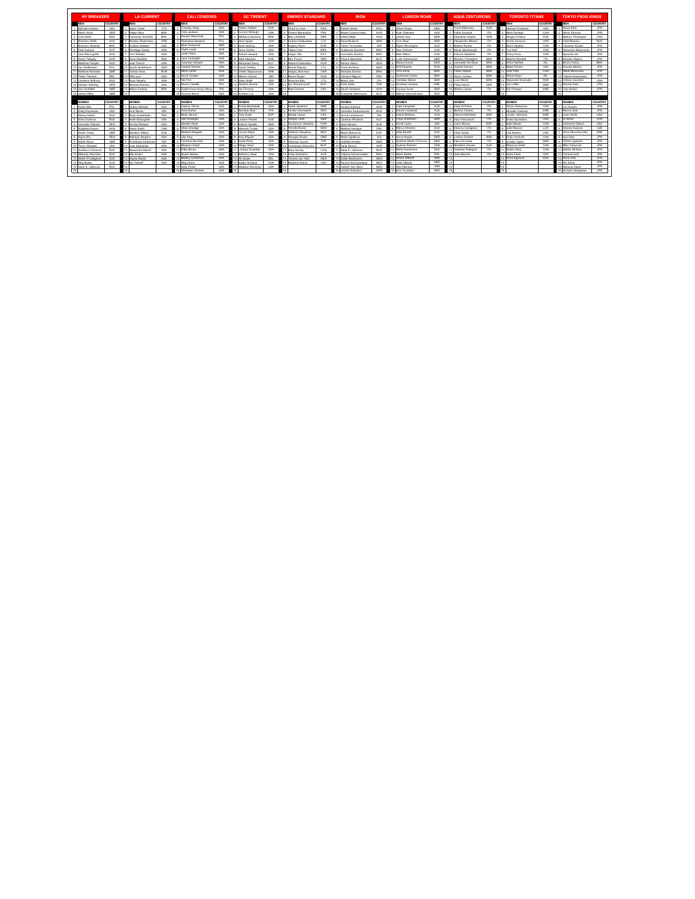## NY BREAKERS

| | MEN | COUNTRY | | WOMEN | COUNTRY |
|---|---|---|---|---|---|
| 1 | Michael Andrew | USA | 1 | Kasia Wilk | POL |
| 2 | Marco Koch | GER | 2 | Emily Escobedo | USA |
| 3 | Chris Reid | RSA | 3 | Abbey Harkin | AUS |
| 4 | Brendon Smith | AUS | 4 | Anna Sunkova | RUS |
| 5 | Brandon Almeida | BRA | 5 | Jeanette Ottesen | DEN |
| 6 | Felix Auboeck | AUT | 6 | Boglárka Kapás | HUN |
| 7 | Jack McLoughlin | AUS | 7 | Sarah Vasey | GBR |
| 8 | Adam Telegdy | HUN | 8 | Signe Bro | DEN |
| 9 | Matthew Temple | AUS | 9 | Abbie Wood | GBR |
| 10 | Jan Switkowski | POL | 10 | Tevyn Waddell | USA |
| 11 | Matthew Richards | GBR | 11 | Svetlana Chimrova | RUS |
| 12 | Pieter Timmers | BEL | 12 | Mikayla Sheridan | AUS |
| 13 | Cameron McEvoy | AUS | 13 | Mollie O'Callaghan | AUS |
| 14 | Damian Wierling | GER | 14 | Meg Bailey | AUS |
| 15 | Joe Litchfield | GBR | 15 | Daria S. Ustinova | RUS |
| 16 | James Wilby | GBR | 16 | | |

## LA CURRENT

| | MEN | COUNTRY | | WOMEN | COUNTRY |
|---|---|---|---|---|---|
| 1 | Dylan Carter | TTO | 1 | Abbey Weitzeil | USA |
| 2 | Felipe Silva | BRA | 2 | Andi Murez | ISR |
| 3 | Fernando Scheffer | BRA | 3 | Beryl Gastaldello | FRA |
| 4 | Kacper Majchrzak | POL | 4 | Katie McLaughlin | USA |
| 5 | Kristian Gkolomeev | GRE | 5 | Kendyl Stewart | USA |
| 6 | Andrew Seliskar | USA | 6 | Alexis Smith | CAN |
| 7 | Santiago Grassi | ARG | 7 | Madison Wilson | AUS |
| 8 | Tom Shields | USA | 8 | Makayla Sargent | USA |
| 9 | Zane Waddell | RSA | 9 | Anastasia Gorbenko | ISR |
| 10 | Josh Prenot | USA | 10 | Julia Sebastian | ARG |
| 11 | Jacob Heidtmann | GER | 11 | Alexandra Deloof | USA |
| 12 | Tomoe Hvas | NOR | 12 | Ella Eastin | USA |
| 13 | Will Licon | USA | 13 | Alyssa Marsh | USA |
| 14 | Ryan Murphy | USA | 14 | Aly Tetzloff | USA |
| 15 | Maxime Rooney | USA | 15 | | |
| 16 | Marco Ferreira | BRA | 16 | | |

## CALI CONDORS

| | MEN | COUNTRY | | WOMEN | COUNTRY |
|---|---|---|---|---|---|
| 1 | Townley Haas | USA | 1 | Ariarne Titmus | AUS |
| 2 | Tate Jackson | USA | 2 | Kelsi Dahlia | USA |
| 3 | Kacper Stokowski | POL | 3 | Molly Hannis | USA |
| 4 | Radoslaw Kawecki | POL | 4 | Hali Flickinger | USA |
| 5 | Mark Szaranek | GBR | 5 | Natalie Hinds | USA |
| 6 | Clyde Lewis | AUS | 6 | Olivia Smoliga | USA |
| 7 | Justin Ress | USA | 7 | Melanie Margalis | USA |
| 8 | Jack Cartwright | AUS | 8 | Lilly King | USA |
| 9 | Coleman Stewart | USA | 9 | Veronica Burchill | USA |
| 10 | Caeleb Dressel | USA | 10 | Meghan Small | USA |
| 11 | Mitch Larkin | AUS | 11 | Erika Brown | USA |
| 12 | Kevin Cordes | USA | 12 | Beata Nelson | USA |
| 13 | Nic Fink | USA | 13 | Mallory Comerford | USA |
| 14 | Marcin Cieslak | POL | 14 | Meg Harris | AUS |
| 15 | Eddie Kuan-Hung Wang | TPE | 15 | Kelly Fertel | USA |
| 16 | Gunnar Bentz | USA | 16 | Sherridon Dressel | USA |

## DC TRIDENT

| | MEN | COUNTRY | | WOMEN | COUNTRY |
|---|---|---|---|---|---|
| 1 | Tristan Hollard | AUS | 1 | Arianna Barbieri | USA |
| 2 | Conner McHugh | USA | 2 | Remedy Rule | PHI |
| 3 | Matheus Santana | BRA | 3 | Ting Quah | SGP |
| 4 | Zach Apple | USA | 4 | Leiston Pickett | AUS |
| 5 | Zach Harting | USA | 5 | Kathrin Demler | GER |
| 6 | Zane Grothe | USA | 6 | Miranda Tucker | USA |
| 7 | Robert Howard | USA | 7 | Linnea Mack | USA |
| 8 | Mark Nikolaev | RUS | 8 | Amy Bilquist | USA |
| 9 | Mohamed Samy | EGY | 9 | Kylee Perry | USA |
| 10 | Jacob Pebley | USA | 10 | Margo Geer | USA |
| 11 | Velimir Stjepanovic | SRB | 11 | Lindsey Kozelsky | USA |
| 12 | Meiron Cheruti | ISR | 12 | Bethany Galat | USA |
| 13 | Giles Smith | USA | 13 | Ali Galyer | NZL |
| 14 | Abrahm Devine | USA | 14 | Bailey Andison | CAN |
| 15 | Ian Finnerty | USA | 15 | Madison Kennedy | USA |
| 16 | Andrew Loy | USA | 16 | | |

## ENERGY STANDARD

| | MEN | COUNTRY | | WOMEN | COUNTRY |
|---|---|---|---|---|---|
| 1 | Chad Le Clos | RSA | 1 | Sarah Sjostrom | SWE |
| 2 | Florent Manaudou | FRA | 2 | Femke Heemskerk | NED |
| 3 | Max Litchfield | GBR | 3 | Breeja Larson | USA |
| 4 | Andrius Sidlauskas | LTU | 4 | Imogen Clark | GBR |
| 5 | Evgeny Rylov | RUS | 5 | Zsuzsanna Jakabos | HUN |
| 6 | Felipe Lima | BRA | 6 | Pernille Blume | DEN |
| 7 | Kregor Zirk | EST | 7 | Siobhan Haughey | HKG |
| 8 | Ben Proud | GBR | 8 | Georgia Davies | GBR |
| 9 | Kliment Kolesnikov | RUS | 9 | Viktoriya Gunes | TUR |
| 10 | Danas Rapsys | LTU | 10 | Anastasiya Shkurdai | BLR |
| 11 | Sergey Shevtsov | UKR | 11 | Mary Harvey | CAN |
| 12 | Maxim Stupin | RUS | 12 | Emily Seebohm | AUS |
| 13 | Simonas Bilis | LTU | 13 | Tamara van Vliet | NED |
| 14 | Ilya Shymanovich | BLR | 14 | Madeline Banic | USA |
| 15 | Matt Grevers | USA | 15 | | |
| 16 | | | 16 | | |

## IRON

| | MEN | COUNTRY | | WOMEN | COUNTRY |
|---|---|---|---|---|---|
| 1 | Robert Glinta | ROU | 1 | Katinka Hosszu | HUN |
| 2 | Maxim Lobanovszkij | HUN | 2 | Veronika Andrusenko | RUS |
| 3 | Kristof Milak | HUN | 3 | Jenna Laukkanen | FIN |
| 4 | Ross Murdoch | GBR | 4 | Caroline Pilhatsch | AUT |
| 5 | Yakov Toumarkin | ISR | 5 | Jess Hansen | AUS |
| 6 | Guilherme Basseto | BRA | 6 | Melanie Henique | FRA |
| 7 | Leonardo Santos | BRA | 7 | Mireia Belmonte | ESP |
| 8 | Artyom Machekin | BLR | 8 | Maria Ugolkova | SUI |
| 9 | Marius Kusch | GER | 9 | Isabella Hindley | GBR |
| 10 | Thom de Boer | NED | 10 | Daria Zevina | UKR |
| 11 | Nicholas Santos | BRA | 11 | Daria K. Ustinova | RUS |
| 12 | Clement Mignon | FRA | 12 | Tatjana Schoenmaker | RSA |
| 13 | Marco Orsi | ITA | 13 | Emilie Beckmann | DEN |
| 14 | Emre Sakci | TUR | 14 | Ranomi Kromowidjojo | NED |
| 15 | David Verraszto | HUN | 15 | Valerie Van Roon | NED |
| 16 | Oussama Sahnoune | ALG | 16 | Leonie Kullmann | GER |

## LONDON ROAR

| | MEN | COUNTRY | | WOMEN | COUNTRY |
|---|---|---|---|---|---|
| 1 | Adam Peaty | GBR | 1 | Cate Campbell | AUS |
| 2 | Kyle Chalmers | AUS | 2 | Bronte Campbell | AUS |
| 3 | James Guy | GBR | 3 | Emma McKeon | AUS |
| 4 | Tom Dean | GBR | 4 | Freya Anderson | GBR |
| 5 | Elijah Winnington | AUS | 5 | Annie Lazor | USA |
| 6 | Alex Graham | AUS | 6 | Minna Atherton | AUS |
| 7 | Matt Wilson | AUS | 7 | Holly Barratt | AUS |
| 8 | Luke Greenbank | GBR | 8 | Anna Hopkin | GBR |
| 9 | Markus Kusch | GER | 9 | Siobhan-Marie O'Connor | GBR |
| 10 | Kirill Prigoda | RUS | 10 | Sydney Pickrem | CAN |
| 11 | Vini Lanza | BRA | 11 | Maria Kameneva | RUS |
| 12 | Guilherme Guido | BRA | 12 | Marie Wattel | FRA |
| 13 | Christian Diener | GER | 13 | Aimee Willmott | GBR |
| 14 | Andreas Vazaios | GRE | 14 | Holly Hibbott | GBR |
| 15 | Duncan Scott | GBR | 15 | Alia Atkinson | JAM |
| 16 | Mikhail Vekovishchev | RUS | 16 | Kira Toussaint | NED |

## AQUA CENTURIONS

| | MEN | COUNTRY | | WOMEN | COUNTRY |
|---|---|---|---|---|---|
| 1 | Travis Mahoney | AUS | 1 | Silvia Di Pietro | ITA |
| 2 | Fabio Scozzoli | ITA | 2 | Martina Carraro | ITA |
| 3 | Sebastian Szabo | HUN | 3 | Etiene Medeiros | BRA |
| 4 | Alessandro Miressi | ITA | 4 | Sara Franceschi | ITA |
| 5 | Matteo Rivolta | ITA | 5 | Lidon Munoz | ESP |
| 6 | Nicolo Martinenghi | ITA | 6 | Arianna Castiglioni | ITA |
| 7 | Simone Sabbioni | ITA | 7 | Silvia Scalia | ITA |
| 8 | Marcelo Chierighini | BRA | 8 | Larissa Oliveira | BRA |
| 9 | Leonardo de Deus | BRA | 9 | Elena Di Liddo | ITA |
| 10 | Gabriel Santos | BRA | 10 | Madeline Groves | AUS |
| 11 | Pedro Spajari | BRA | 11 | Federica Pellegrini | ITA |
| 12 | Breno Correia | BRA | 12 | Ilaria Bianchi | ITA |
| 13 | Luiz Altamir | BRA | 13 | | |
| 14 | Philip Heintz | GER | 14 | | |
| 15 | Matteo Ciampi | ITA | 15 | | |
| 16 | | | 16 | | |

## TORONTO TITANS

| | MEN | COUNTRY | | WOMEN | COUNTRY |
|---|---|---|---|---|---|
| 1 | Michael Chadwick | USA | 1 | Tessa Cieplucha | CAN |
| 2 | Mack Darragh | CAN | 2 | Michelle Coleman | SWE |
| 3 | Sergey Fesikov | RUS | 3 | Louise Hansson | SWE |
| 4 | Andriy Govorov | UKR | 4 | Anika Apostalon | USA |
| 5 | Brent Hayden | CAN | 5 | Kylie Masse | CAN |
| 6 | Yuri Kisil | CAN | 6 | Julie Meynen | LUX |
| 7 | Finlay Knox | CAN | 7 | Lisa Bratton | USA |
| 8 | Alberto Razzetti | ITA | 8 | Emily Overholt | CAN |
| 9 | Anton McKee | ISL | 9 | Jocelyn Ulyett | GBR |
| 10 | Blake Pieroni | USA | 10 | Rebecca Smith | CAN |
| 11 | Cole Pratt | CAN | 11 | Kelsey Wog | CAN |
| 12 | Shane Ryan | IRL | 12 | Claire Fisch | USA |
| 13 | Alexander Kasarovykh | RUS | 13 | Anna Egorova | RUS |
| 14 | Jay Lelliot | GBR | 14 | | |
| 15 | Erik Persson | SWE | 15 | | |
| 16 | | | 16 | | |

## TOKYO FROG KINGS

| | MEN | COUNTRY | | WOMEN | COUNTRY |
|---|---|---|---|---|---|
| 1 | Daiya Seto | JPN | 1 | Yui Ohashi | JPN |
| 2 | Shinri Shioura | JPN | 2 | Reona Aoki | JPN |
| 3 | Markus Thormeyer | CAN | 3 | Leah Smith | USA |
| 4 | Vlad Morozov | RUS | 4 | Ai Soma | JPN |
| 5 | Yasuhiro Koseki | JPN | 5 | Catherine Deloof | USA |
| 6 | Katsuhiro Matsumoto | JPN | 6 | Simona Kubova | CZE |
| 7 | Ryosuke Irie | JPN | 7 | Anna Ntountounaki | GRE |
| 8 | Kosuke Hagino | JPN | 8 | Aya Sato | JPN |
| 9 | Bruno Fratus | BRA | 9 | Chihiro Igarashi | JPN |
| 10 | Kosuke Makino | JPN | 10 | Miho Teramura | JPN |
| 11 | Naoki Mizunuma | JPN | 11 | Sakiko Shimizu | JPN |
| 12 | Takeshi Kawamoto | JPN | 12 | Tomomi Aoki | JPN |
| 13 | Gideon Gudima | USA | 13 | Runa Imai | JPN |
| 14 | Shoma Sato | JPN | 14 | Rio Shirai | JPN |
| 15 | Yuki Kobori | JPN | 15 | Natsumi Sakai | JPN |
| 16 | | | 16 | Suzuka Hasegawa | JPN |